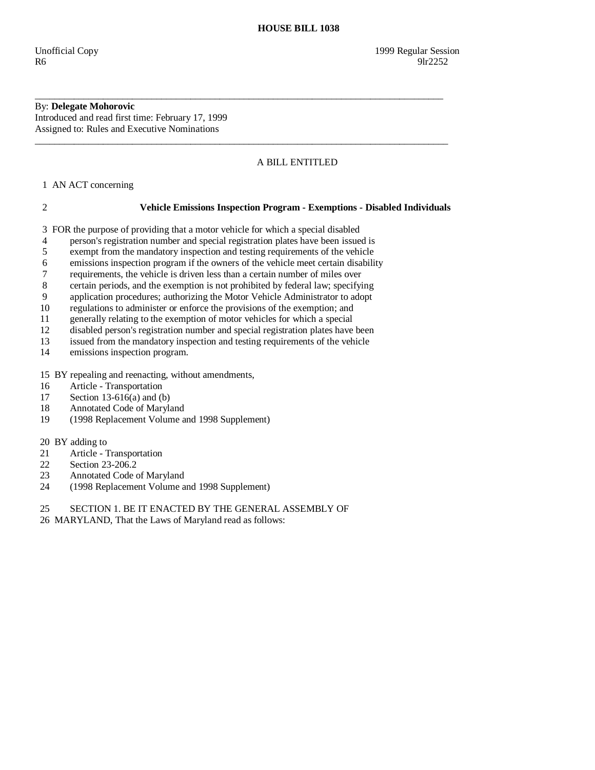# HOUSE BILL 1038

Unofficial Copy 1999 Regular Session
R6 9lr2252

---

By: **Delegate Mohorovic**
Introduced and read first time: February 17, 1999
Assigned to: Rules and Executive Nominations

---

A BILL ENTITLED

1 AN ACT concerning

2 **Vehicle Emissions Inspection Program - Exemptions - Disabled Individuals**

3 FOR the purpose of providing that a motor vehicle for which a special disabled
4 person's registration number and special registration plates have been issued is
5 exempt from the mandatory inspection and testing requirements of the vehicle
6 emissions inspection program if the owners of the vehicle meet certain disability
7 requirements, the vehicle is driven less than a certain number of miles over
8 certain periods, and the exemption is not prohibited by federal law; specifying
9 application procedures; authorizing the Motor Vehicle Administrator to adopt
10 regulations to administer or enforce the provisions of the exemption; and
11 generally relating to the exemption of motor vehicles for which a special
12 disabled person's registration number and special registration plates have been
13 issued from the mandatory inspection and testing requirements of the vehicle
14 emissions inspection program.

15 BY repealing and reenacting, without amendments,
16 Article - Transportation
17 Section 13-616(a) and (b)
18 Annotated Code of Maryland
19 (1998 Replacement Volume and 1998 Supplement)

20 BY adding to
21 Article - Transportation
22 Section 23-206.2
23 Annotated Code of Maryland
24 (1998 Replacement Volume and 1998 Supplement)

25 SECTION 1. BE IT ENACTED BY THE GENERAL ASSEMBLY OF
26 MARYLAND, That the Laws of Maryland read as follows: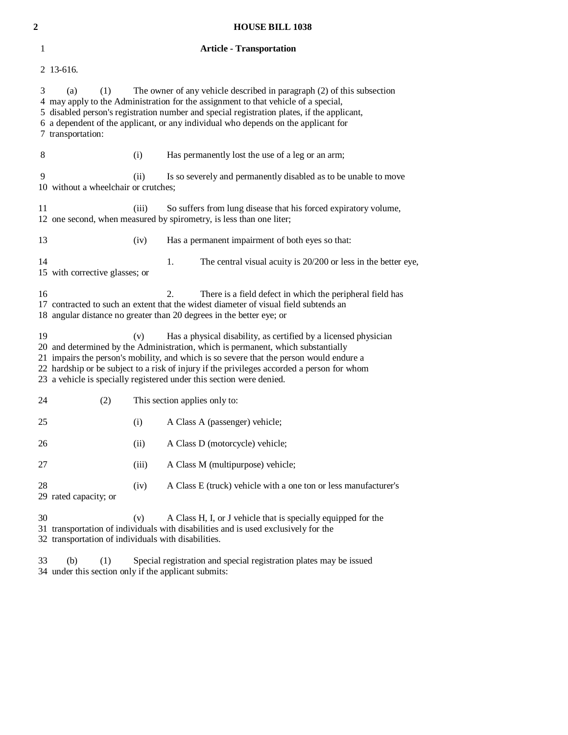## Article - Transportation

13-616.

(a) (1) The owner of any vehicle described in paragraph (2) of this subsection may apply to the Administration for the assignment to that vehicle of a special, disabled person's registration number and special registration plates, if the applicant, a dependent of the applicant, or any individual who depends on the applicant for transportation:

(i) Has permanently lost the use of a leg or an arm;

(ii) Is so severely and permanently disabled as to be unable to move without a wheelchair or crutches;

(iii) So suffers from lung disease that his forced expiratory volume, one second, when measured by spirometry, is less than one liter;

(iv) Has a permanent impairment of both eyes so that:

1. The central visual acuity is 20/200 or less in the better eye, with corrective glasses; or

2. There is a field defect in which the peripheral field has contracted to such an extent that the widest diameter of visual field subtends an angular distance no greater than 20 degrees in the better eye; or

(v) Has a physical disability, as certified by a licensed physician and determined by the Administration, which is permanent, which substantially impairs the person's mobility, and which is so severe that the person would endure a hardship or be subject to a risk of injury if the privileges accorded a person for whom a vehicle is specially registered under this section were denied.

(2) This section applies only to:

(i) A Class A (passenger) vehicle;

(ii) A Class D (motorcycle) vehicle;

(iii) A Class M (multipurpose) vehicle;

(iv) A Class E (truck) vehicle with a one ton or less manufacturer's rated capacity; or

(v) A Class H, I, or J vehicle that is specially equipped for the transportation of individuals with disabilities and is used exclusively for the transportation of individuals with disabilities.

(b) (1) Special registration and special registration plates may be issued under this section only if the applicant submits: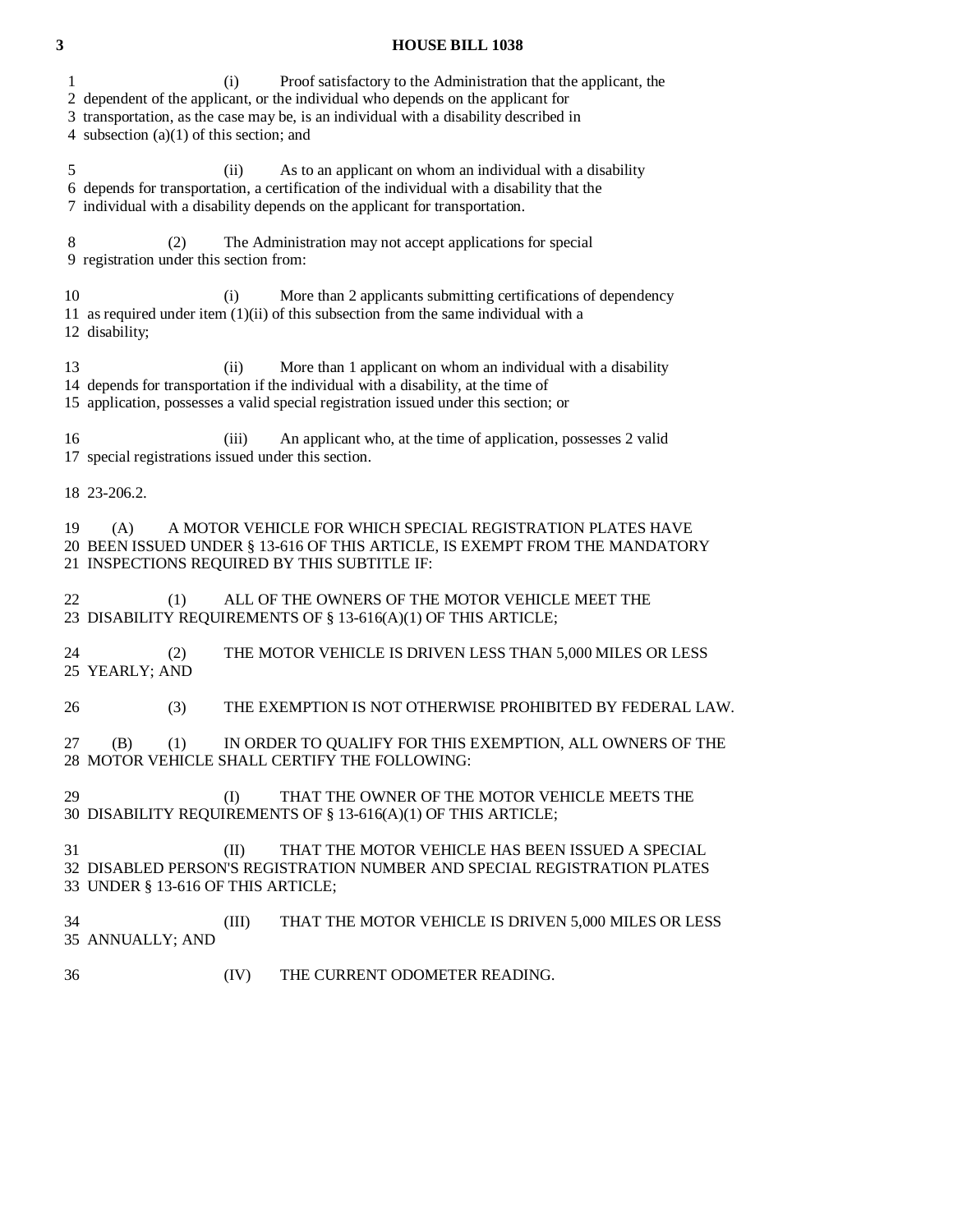(i) Proof satisfactory to the Administration that the applicant, the dependent of the applicant, or the individual who depends on the applicant for transportation, as the case may be, is an individual with a disability described in subsection (a)(1) of this section; and

(ii) As to an applicant on whom an individual with a disability depends for transportation, a certification of the individual with a disability that the individual with a disability depends on the applicant for transportation.

(2) The Administration may not accept applications for special registration under this section from:

(i) More than 2 applicants submitting certifications of dependency as required under item (1)(ii) of this subsection from the same individual with a disability;

(ii) More than 1 applicant on whom an individual with a disability depends for transportation if the individual with a disability, at the time of application, possesses a valid special registration issued under this section; or

(iii) An applicant who, at the time of application, possesses 2 valid special registrations issued under this section.

23-206.2.

(A) A MOTOR VEHICLE FOR WHICH SPECIAL REGISTRATION PLATES HAVE BEEN ISSUED UNDER § 13-616 OF THIS ARTICLE, IS EXEMPT FROM THE MANDATORY INSPECTIONS REQUIRED BY THIS SUBTITLE IF:

(1) ALL OF THE OWNERS OF THE MOTOR VEHICLE MEET THE DISABILITY REQUIREMENTS OF § 13-616(A)(1) OF THIS ARTICLE;

(2) THE MOTOR VEHICLE IS DRIVEN LESS THAN 5,000 MILES OR LESS YEARLY; AND

(3) THE EXEMPTION IS NOT OTHERWISE PROHIBITED BY FEDERAL LAW.

(B) (1) IN ORDER TO QUALIFY FOR THIS EXEMPTION, ALL OWNERS OF THE MOTOR VEHICLE SHALL CERTIFY THE FOLLOWING:

(I) THAT THE OWNER OF THE MOTOR VEHICLE MEETS THE DISABILITY REQUIREMENTS OF § 13-616(A)(1) OF THIS ARTICLE;

(II) THAT THE MOTOR VEHICLE HAS BEEN ISSUED A SPECIAL DISABLED PERSON'S REGISTRATION NUMBER AND SPECIAL REGISTRATION PLATES UNDER § 13-616 OF THIS ARTICLE;

(III) THAT THE MOTOR VEHICLE IS DRIVEN 5,000 MILES OR LESS ANNUALLY; AND

(IV) THE CURRENT ODOMETER READING.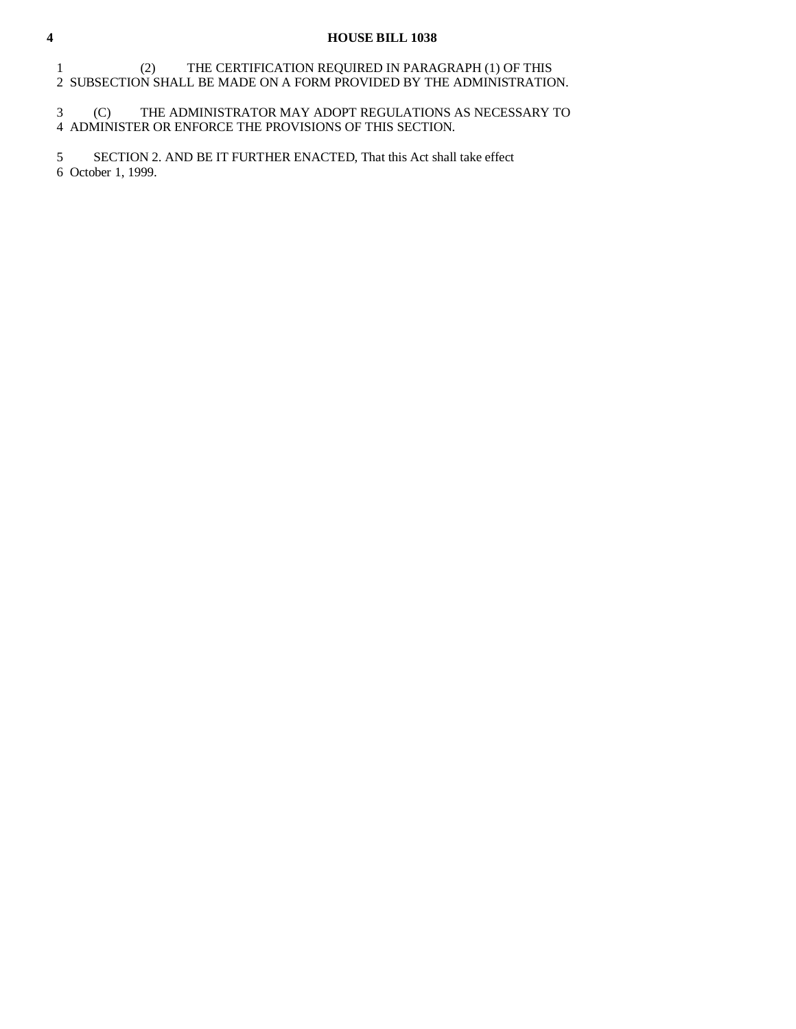(2) THE CERTIFICATION REQUIRED IN PARAGRAPH (1) OF THIS SUBSECTION SHALL BE MADE ON A FORM PROVIDED BY THE ADMINISTRATION.

(C) THE ADMINISTRATOR MAY ADOPT REGULATIONS AS NECESSARY TO ADMINISTER OR ENFORCE THE PROVISIONS OF THIS SECTION.

SECTION 2. AND BE IT FURTHER ENACTED, That this Act shall take effect October 1, 1999.